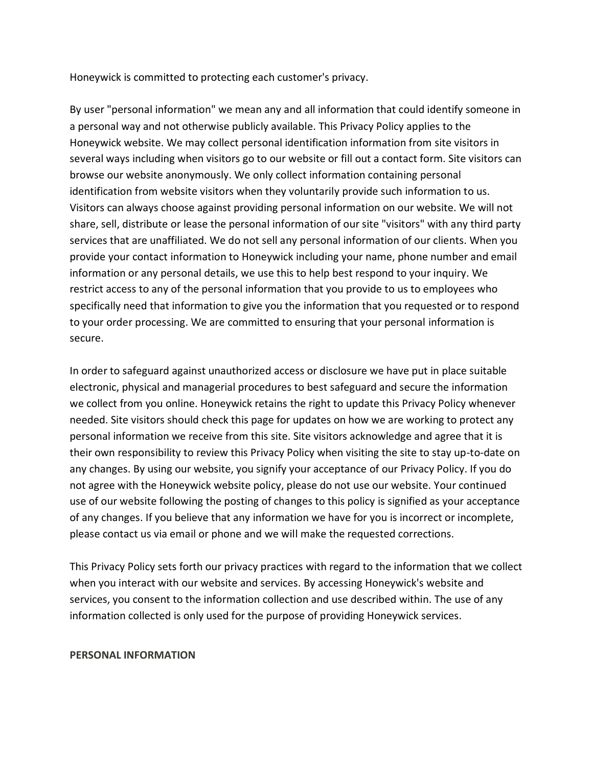Honeywick is committed to protecting each customer's privacy.

By user "personal information" we mean any and all information that could identify someone in a personal way and not otherwise publicly available. This Privacy Policy applies to the Honeywick website. We may collect personal identification information from site visitors in several ways including when visitors go to our website or fill out a contact form. Site visitors can browse our website anonymously. We only collect information containing personal identification from website visitors when they voluntarily provide such information to us. Visitors can always choose against providing personal information on our website. We will not share, sell, distribute or lease the personal information of our site "visitors" with any third party services that are unaffiliated. We do not sell any personal information of our clients. When you provide your contact information to Honeywick including your name, phone number and email information or any personal details, we use this to help best respond to your inquiry. We restrict access to any of the personal information that you provide to us to employees who specifically need that information to give you the information that you requested or to respond to your order processing. We are committed to ensuring that your personal information is secure.

In order to safeguard against unauthorized access or disclosure we have put in place suitable electronic, physical and managerial procedures to best safeguard and secure the information we collect from you online. Honeywick retains the right to update this Privacy Policy whenever needed. Site visitors should check this page for updates on how we are working to protect any personal information we receive from this site. Site visitors acknowledge and agree that it is their own responsibility to review this Privacy Policy when visiting the site to stay up-to-date on any changes. By using our website, you signify your acceptance of our Privacy Policy. If you do not agree with the Honeywick website policy, please do not use our website. Your continued use of our website following the posting of changes to this policy is signified as your acceptance of any changes. If you believe that any information we have for you is incorrect or incomplete, please contact us via email or phone and we will make the requested corrections.

This Privacy Policy sets forth our privacy practices with regard to the information that we collect when you interact with our website and services. By accessing Honeywick's website and services, you consent to the information collection and use described within. The use of any information collected is only used for the purpose of providing Honeywick services.

**PERSONAL INFORMATION**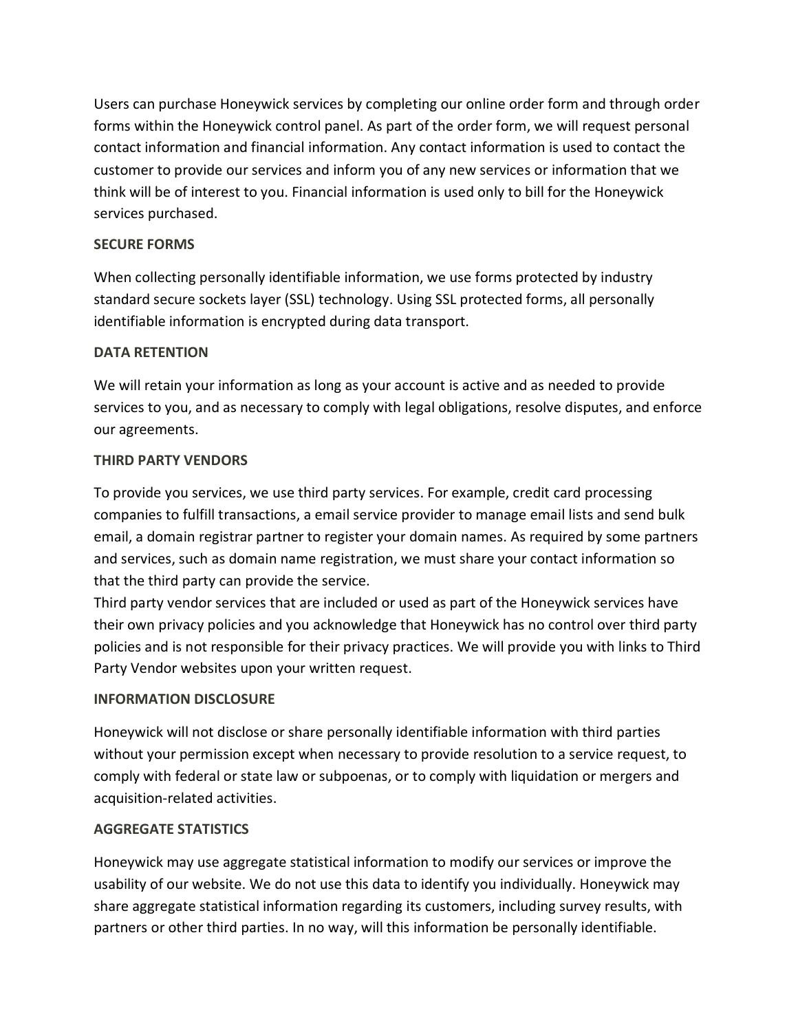Users can purchase Honeywick services by completing our online order form and through order forms within the Honeywick control panel. As part of the order form, we will request personal contact information and financial information. Any contact information is used to contact the customer to provide our services and inform you of any new services or information that we think will be of interest to you. Financial information is used only to bill for the Honeywick services purchased.

**SECURE FORMS**

When collecting personally identifiable information, we use forms protected by industry standard secure sockets layer (SSL) technology. Using SSL protected forms, all personally identifiable information is encrypted during data transport.

**DATA RETENTION**

We will retain your information as long as your account is active and as needed to provide services to you, and as necessary to comply with legal obligations, resolve disputes, and enforce our agreements.

**THIRD PARTY VENDORS**

To provide you services, we use third party services. For example, credit card processing companies to fulfill transactions, a email service provider to manage email lists and send bulk email, a domain registrar partner to register your domain names. As required by some partners and services, such as domain name registration, we must share your contact information so that the third party can provide the service.
Third party vendor services that are included or used as part of the Honeywick services have their own privacy policies and you acknowledge that Honeywick has no control over third party policies and is not responsible for their privacy practices. We will provide you with links to Third Party Vendor websites upon your written request.

**INFORMATION DISCLOSURE**

Honeywick will not disclose or share personally identifiable information with third parties without your permission except when necessary to provide resolution to a service request, to comply with federal or state law or subpoenas, or to comply with liquidation or mergers and acquisition-related activities.

**AGGREGATE STATISTICS**

Honeywick may use aggregate statistical information to modify our services or improve the usability of our website. We do not use this data to identify you individually. Honeywick may share aggregate statistical information regarding its customers, including survey results, with partners or other third parties. In no way, will this information be personally identifiable.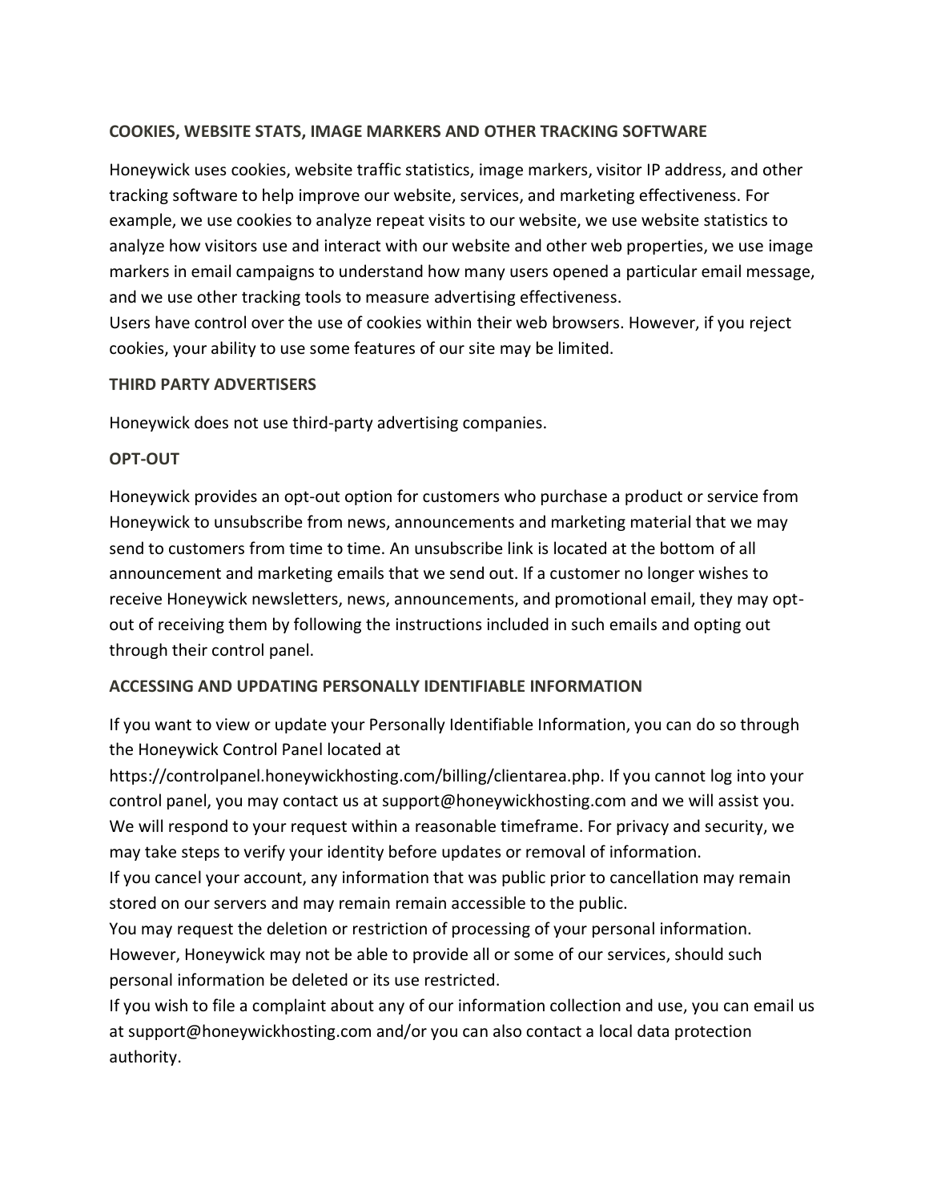**COOKIES, WEBSITE STATS, IMAGE MARKERS AND OTHER TRACKING SOFTWARE**

Honeywick uses cookies, website traffic statistics, image markers, visitor IP address, and other tracking software to help improve our website, services, and marketing effectiveness. For example, we use cookies to analyze repeat visits to our website, we use website statistics to analyze how visitors use and interact with our website and other web properties, we use image markers in email campaigns to understand how many users opened a particular email message, and we use other tracking tools to measure advertising effectiveness.
Users have control over the use of cookies within their web browsers. However, if you reject cookies, your ability to use some features of our site may be limited.

**THIRD PARTY ADVERTISERS**

Honeywick does not use third-party advertising companies.

**OPT-OUT**

Honeywick provides an opt-out option for customers who purchase a product or service from Honeywick to unsubscribe from news, announcements and marketing material that we may send to customers from time to time. An unsubscribe link is located at the bottom of all announcement and marketing emails that we send out. If a customer no longer wishes to receive Honeywick newsletters, news, announcements, and promotional email, they may opt-out of receiving them by following the instructions included in such emails and opting out through their control panel.

**ACCESSING AND UPDATING PERSONALLY IDENTIFIABLE INFORMATION**

If you want to view or update your Personally Identifiable Information, you can do so through the Honeywick Control Panel located at https://controlpanel.honeywickhosting.com/billing/clientarea.php. If you cannot log into your control panel, you may contact us at support@honeywickhosting.com and we will assist you. We will respond to your request within a reasonable timeframe. For privacy and security, we may take steps to verify your identity before updates or removal of information.
If you cancel your account, any information that was public prior to cancellation may remain stored on our servers and may remain remain accessible to the public.
You may request the deletion or restriction of processing of your personal information. However, Honeywick may not be able to provide all or some of our services, should such personal information be deleted or its use restricted.
If you wish to file a complaint about any of our information collection and use, you can email us at support@honeywickhosting.com and/or you can also contact a local data protection authority.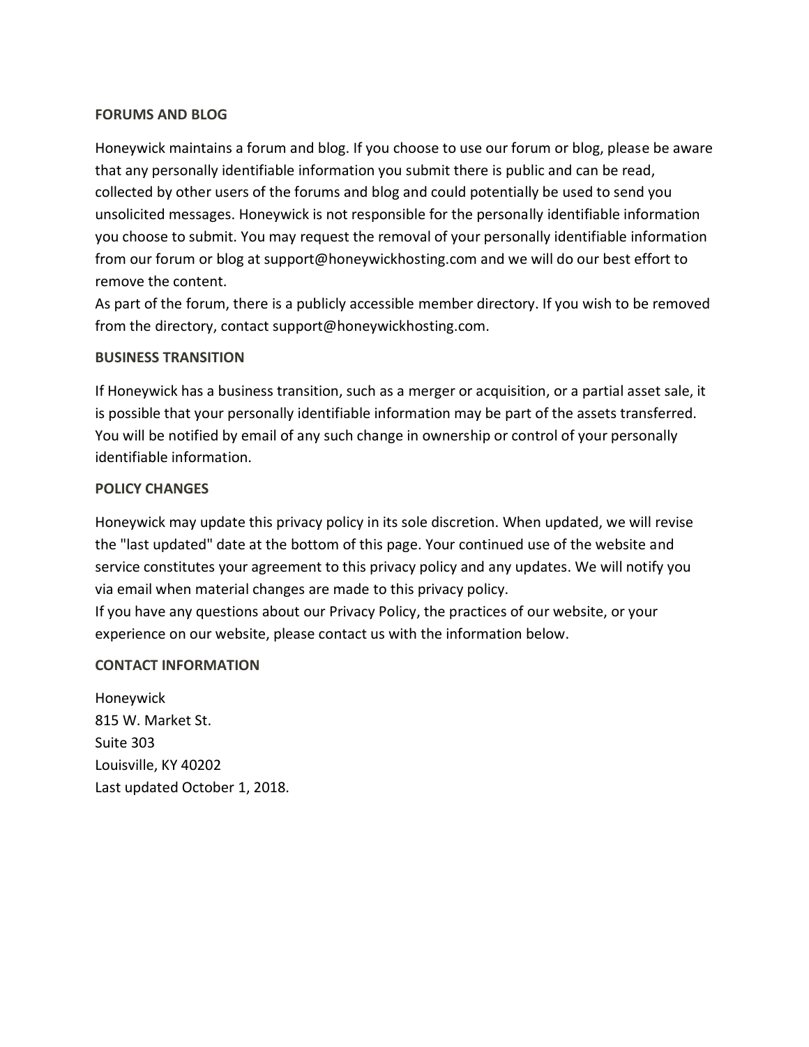**FORUMS AND BLOG**

Honeywick maintains a forum and blog. If you choose to use our forum or blog, please be aware that any personally identifiable information you submit there is public and can be read, collected by other users of the forums and blog and could potentially be used to send you unsolicited messages. Honeywick is not responsible for the personally identifiable information you choose to submit. You may request the removal of your personally identifiable information from our forum or blog at support@honeywickhosting.com and we will do our best effort to remove the content.

As part of the forum, there is a publicly accessible member directory. If you wish to be removed from the directory, contact support@honeywickhosting.com.

**BUSINESS TRANSITION**

If Honeywick has a business transition, such as a merger or acquisition, or a partial asset sale, it is possible that your personally identifiable information may be part of the assets transferred. You will be notified by email of any such change in ownership or control of your personally identifiable information.

**POLICY CHANGES**

Honeywick may update this privacy policy in its sole discretion. When updated, we will revise the "last updated" date at the bottom of this page. Your continued use of the website and service constitutes your agreement to this privacy policy and any updates. We will notify you via email when material changes are made to this privacy policy.

If you have any questions about our Privacy Policy, the practices of our website, or your experience on our website, please contact us with the information below.

**CONTACT INFORMATION**

Honeywick
815 W. Market St.
Suite 303
Louisville, KY 40202
Last updated October 1, 2018.